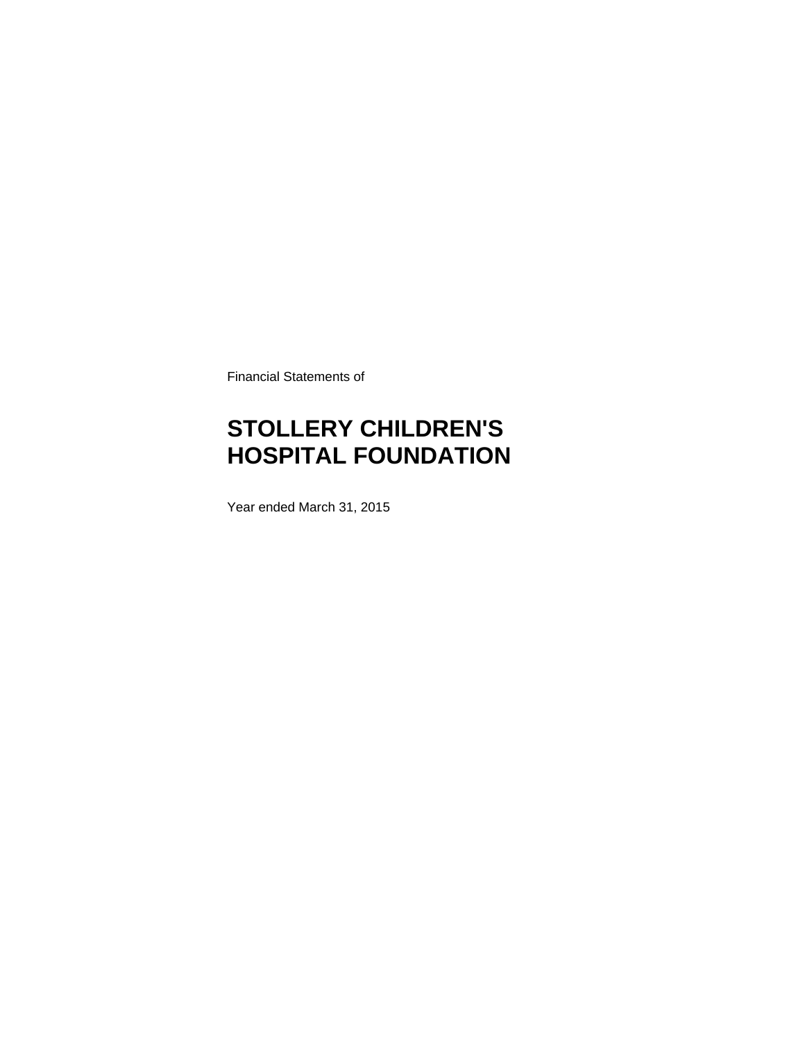Financial Statements of

# STOLLERY CHILDREN'S HOSPITAL FOUNDATION

Year ended March 31, 2015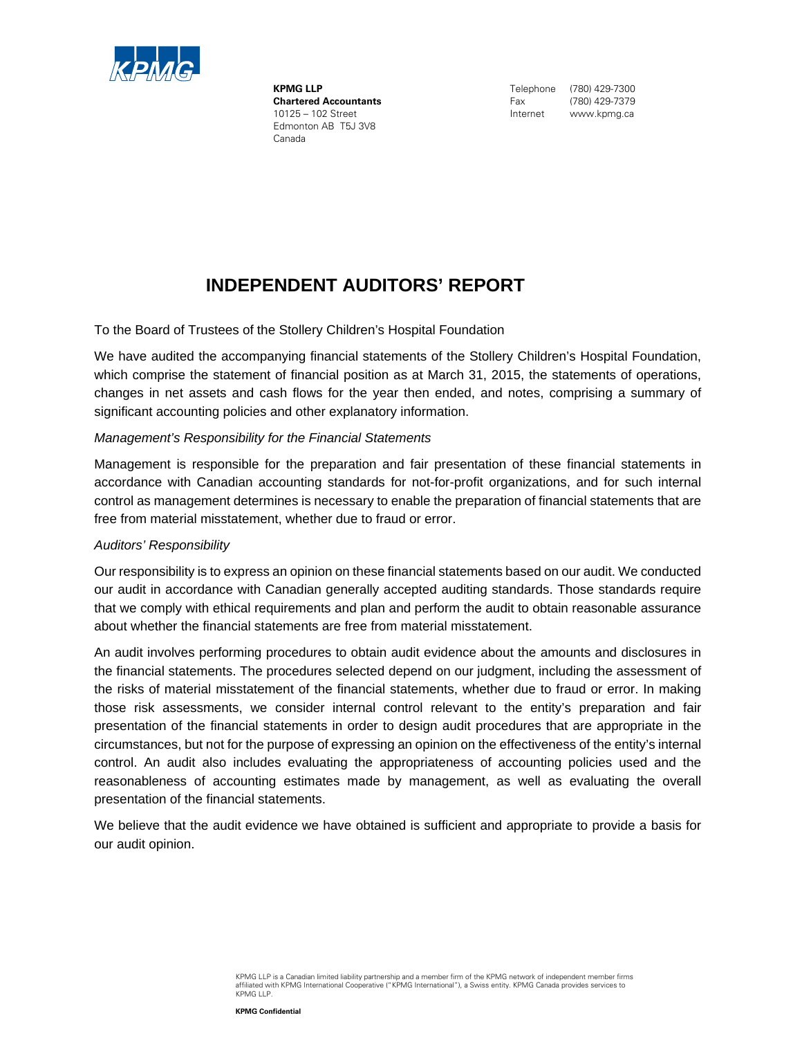**KPMG LLP**
**Chartered Accountants**
10125 – 102 Street
Edmonton AB T5J 3V8
Canada

Telephone (780) 429-7300
Fax (780) 429-7379
Internet www.kpmg.ca

# INDEPENDENT AUDITORS' REPORT

To the Board of Trustees of the Stollery Children's Hospital Foundation

We have audited the accompanying financial statements of the Stollery Children's Hospital Foundation, which comprise the statement of financial position as at March 31, 2015, the statements of operations, changes in net assets and cash flows for the year then ended, and notes, comprising a summary of significant accounting policies and other explanatory information.

*Management's Responsibility for the Financial Statements*

Management is responsible for the preparation and fair presentation of these financial statements in accordance with Canadian accounting standards for not-for-profit organizations, and for such internal control as management determines is necessary to enable the preparation of financial statements that are free from material misstatement, whether due to fraud or error.

*Auditors' Responsibility*

Our responsibility is to express an opinion on these financial statements based on our audit. We conducted our audit in accordance with Canadian generally accepted auditing standards. Those standards require that we comply with ethical requirements and plan and perform the audit to obtain reasonable assurance about whether the financial statements are free from material misstatement.

An audit involves performing procedures to obtain audit evidence about the amounts and disclosures in the financial statements. The procedures selected depend on our judgment, including the assessment of the risks of material misstatement of the financial statements, whether due to fraud or error. In making those risk assessments, we consider internal control relevant to the entity's preparation and fair presentation of the financial statements in order to design audit procedures that are appropriate in the circumstances, but not for the purpose of expressing an opinion on the effectiveness of the entity's internal control. An audit also includes evaluating the appropriateness of accounting policies used and the reasonableness of accounting estimates made by management, as well as evaluating the overall presentation of the financial statements.

We believe that the audit evidence we have obtained is sufficient and appropriate to provide a basis for our audit opinion.

KPMG LLP is a Canadian limited liability partnership and a member firm of the KPMG network of independent member firms affiliated with KPMG International Cooperative ("KPMG International"), a Swiss entity. KPMG Canada provides services to KPMG LLP.

**KPMG Confidential**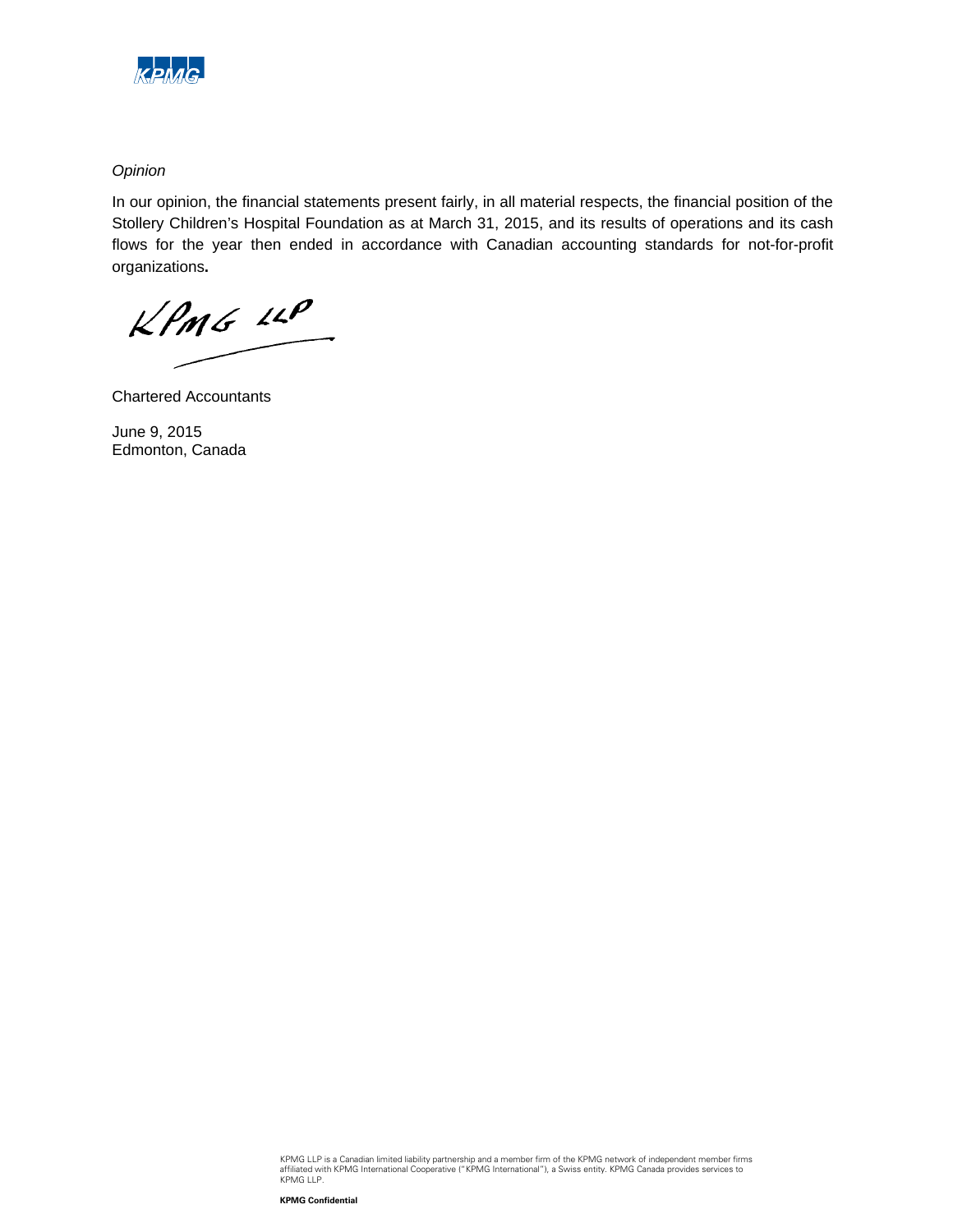*Opinion*

In our opinion, the financial statements present fairly, in all material respects, the financial position of the Stollery Children's Hospital Foundation as at March 31, 2015, and its results of operations and its cash flows for the year then ended in accordance with Canadian accounting standards for not-for-profit organizations**.**

KPMG LLP

Chartered Accountants

June 9, 2015
Edmonton, Canada

KPMG LLP is a Canadian limited liability partnership and a member firm of the KPMG network of independent member firms affiliated with KPMG International Cooperative ("KPMG International"), a Swiss entity. KPMG Canada provides services to KPMG LLP.

**KPMG Confidential**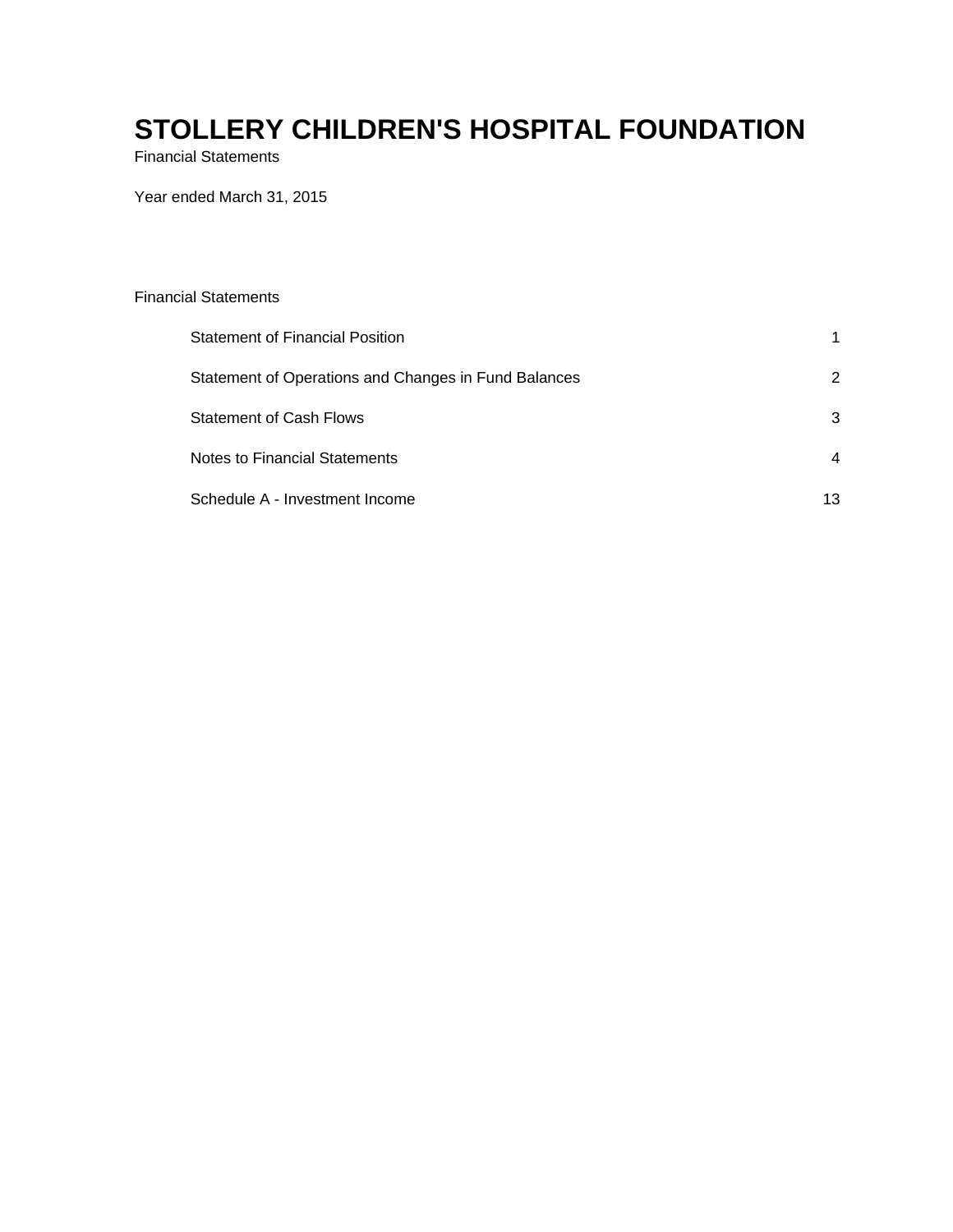# STOLLERY CHILDREN'S HOSPITAL FOUNDATION

Financial Statements

Year ended March 31, 2015

Financial Statements

| | |
|---|---|
| Statement of Financial Position | 1 |
| Statement of Operations and Changes in Fund Balances | 2 |
| Statement of Cash Flows | 3 |
| Notes to Financial Statements | 4 |
| Schedule A - Investment Income | 13 |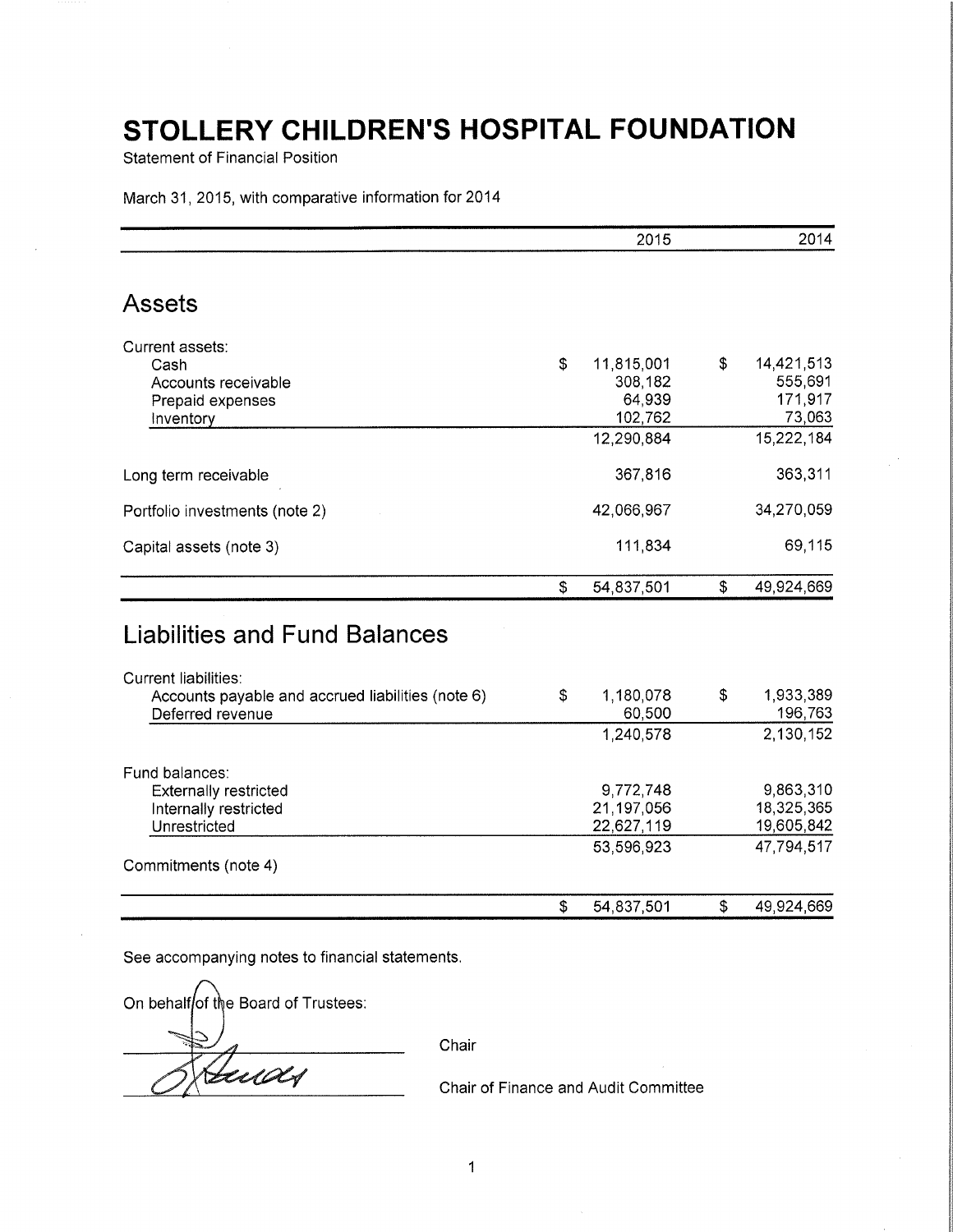# STOLLERY CHILDREN'S HOSPITAL FOUNDATION

Statement of Financial Position

March 31, 2015, with comparative information for 2014

| | 2015 | 2014 |
|---|---|---|
| **Assets** | | |
| Current assets: | | |
| Cash | $ 11,815,001 | $ 14,421,513 |
| Accounts receivable | 308,182 | 555,691 |
| Prepaid expenses | 64,939 | 171,917 |
| Inventory | 102,762 | 73,063 |
| | 12,290,884 | 15,222,184 |
| Long term receivable | 367,816 | 363,311 |
| Portfolio investments (note 2) | 42,066,967 | 34,270,059 |
| Capital assets (note 3) | 111,834 | 69,115 |
| | $ 54,837,501 | $ 49,924,669 |
| **Liabilities and Fund Balances** | | |
| Current liabilities: | | |
| Accounts payable and accrued liabilities (note 6) | $ 1,180,078 | $ 1,933,389 |
| Deferred revenue | 60,500 | 196,763 |
| | 1,240,578 | 2,130,152 |
| Fund balances: | | |
| Externally restricted | 9,772,748 | 9,863,310 |
| Internally restricted | 21,197,056 | 18,325,365 |
| Unrestricted | 22,627,119 | 19,605,842 |
| | 53,596,923 | 47,794,517 |
| Commitments (note 4) | | |
| | $ 54,837,501 | $ 49,924,669 |

See accompanying notes to financial statements.

On behalf of the Board of Trustees:

_________________________ Chair

_________________________ Chair of Finance and Audit Committee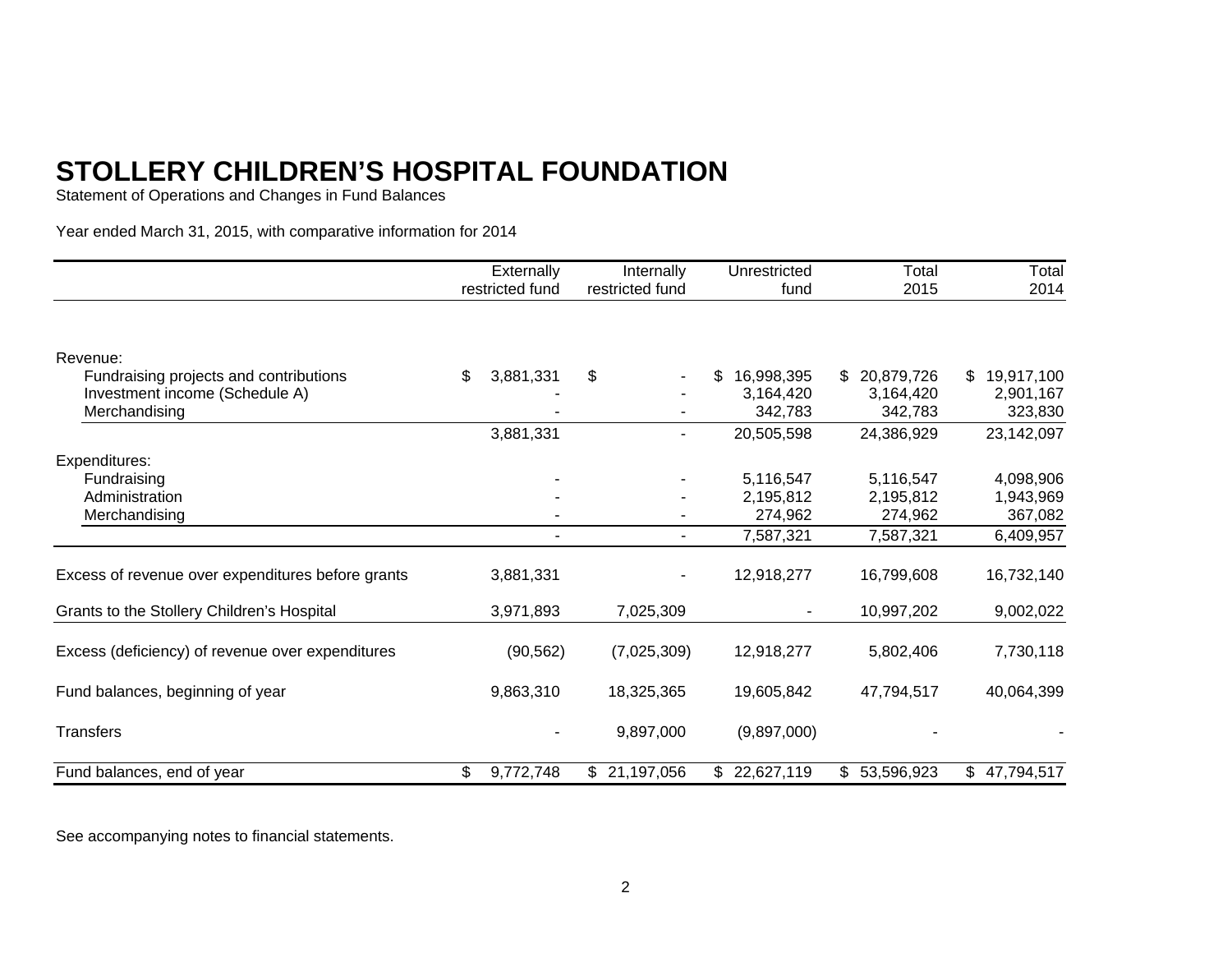# STOLLERY CHILDREN'S HOSPITAL FOUNDATION

Statement of Operations and Changes in Fund Balances

Year ended March 31, 2015, with comparative information for 2014

| | Externally restricted fund | Internally restricted fund | Unrestricted fund | Total 2015 | Total 2014 |
|---|---|---|---|---|---|
| Revenue: | | | | | |
| Fundraising projects and contributions | $ 3,881,331 | $ - | $ 16,998,395 | $ 20,879,726 | $ 19,917,100 |
| Investment income (Schedule A) | - | - | 3,164,420 | 3,164,420 | 2,901,167 |
| Merchandising | - | - | 342,783 | 342,783 | 323,830 |
| | 3,881,331 | - | 20,505,598 | 24,386,929 | 23,142,097 |
| Expenditures: | | | | | |
| Fundraising | - | - | 5,116,547 | 5,116,547 | 4,098,906 |
| Administration | - | - | 2,195,812 | 2,195,812 | 1,943,969 |
| Merchandising | - | - | 274,962 | 274,962 | 367,082 |
| | - | - | 7,587,321 | 7,587,321 | 6,409,957 |
| Excess of revenue over expenditures before grants | 3,881,331 | - | 12,918,277 | 16,799,608 | 16,732,140 |
| Grants to the Stollery Children's Hospital | 3,971,893 | 7,025,309 | - | 10,997,202 | 9,002,022 |
| Excess (deficiency) of revenue over expenditures | (90,562) | (7,025,309) | 12,918,277 | 5,802,406 | 7,730,118 |
| Fund balances, beginning of year | 9,863,310 | 18,325,365 | 19,605,842 | 47,794,517 | 40,064,399 |
| Transfers | - | 9,897,000 | (9,897,000) | - | - |
| Fund balances, end of year | $ 9,772,748 | $ 21,197,056 | $ 22,627,119 | $ 53,596,923 | $ 47,794,517 |

See accompanying notes to financial statements.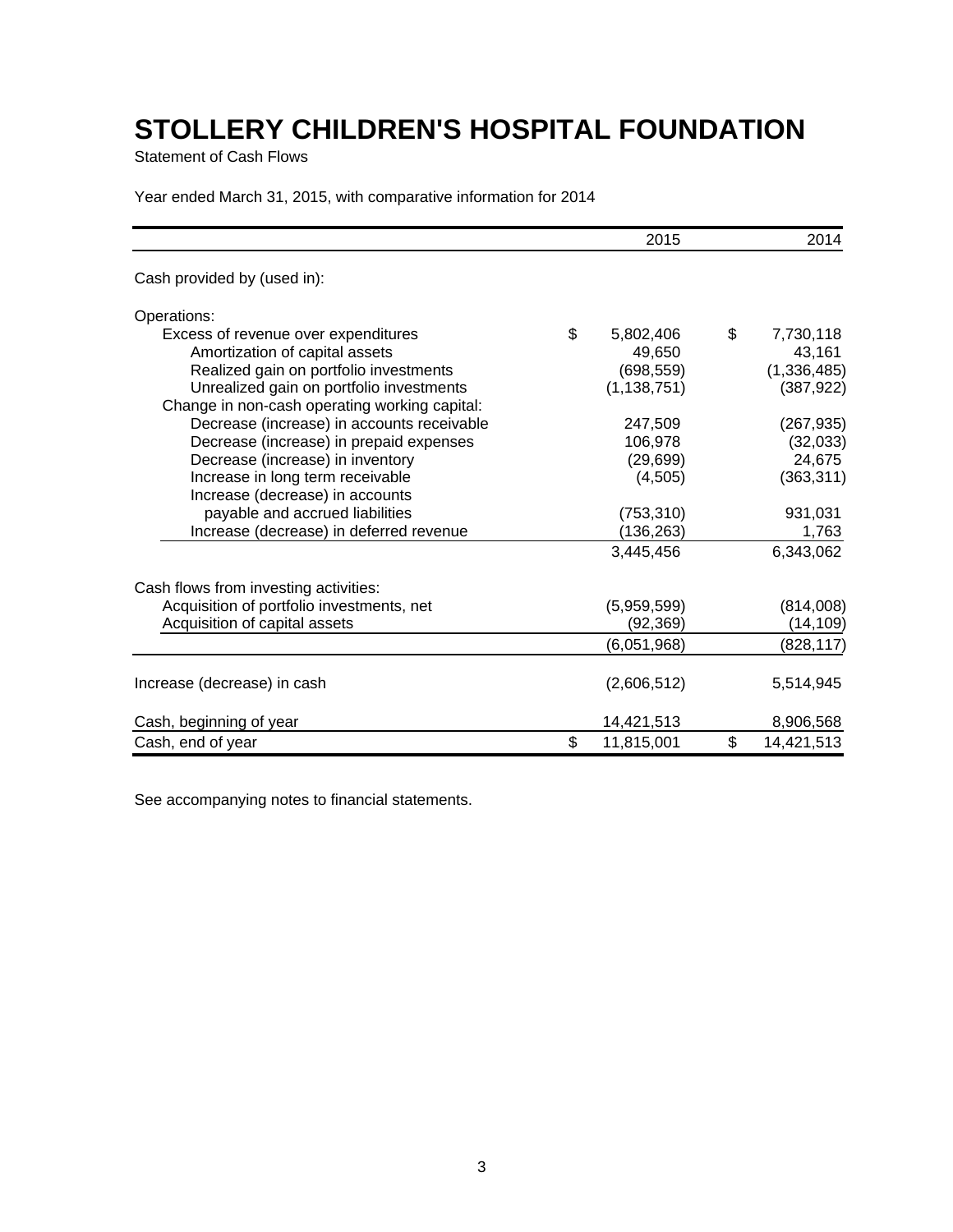# STOLLERY CHILDREN'S HOSPITAL FOUNDATION

Statement of Cash Flows

Year ended March 31, 2015, with comparative information for 2014

| | 2015 | 2014 |
|---|---|---|
| Cash provided by (used in): | | |
| Operations: | | |
| Excess of revenue over expenditures | $ 5,802,406 | $ 7,730,118 |
| Amortization of capital assets | 49,650 | 43,161 |
| Realized gain on portfolio investments | (698,559) | (1,336,485) |
| Unrealized gain on portfolio investments | (1,138,751) | (387,922) |
| Change in non-cash operating working capital: | | |
| Decrease (increase) in accounts receivable | 247,509 | (267,935) |
| Decrease (increase) in prepaid expenses | 106,978 | (32,033) |
| Decrease (increase) in inventory | (29,699) | 24,675 |
| Increase in long term receivable | (4,505) | (363,311) |
| Increase (decrease) in accounts payable and accrued liabilities | (753,310) | 931,031 |
| Increase (decrease) in deferred revenue | (136,263) | 1,763 |
| | 3,445,456 | 6,343,062 |
| Cash flows from investing activities: | | |
| Acquisition of portfolio investments, net | (5,959,599) | (814,008) |
| Acquisition of capital assets | (92,369) | (14,109) |
| | (6,051,968) | (828,117) |
| Increase (decrease) in cash | (2,606,512) | 5,514,945 |
| Cash, beginning of year | 14,421,513 | 8,906,568 |
| Cash, end of year | $ 11,815,001 | $ 14,421,513 |

See accompanying notes to financial statements.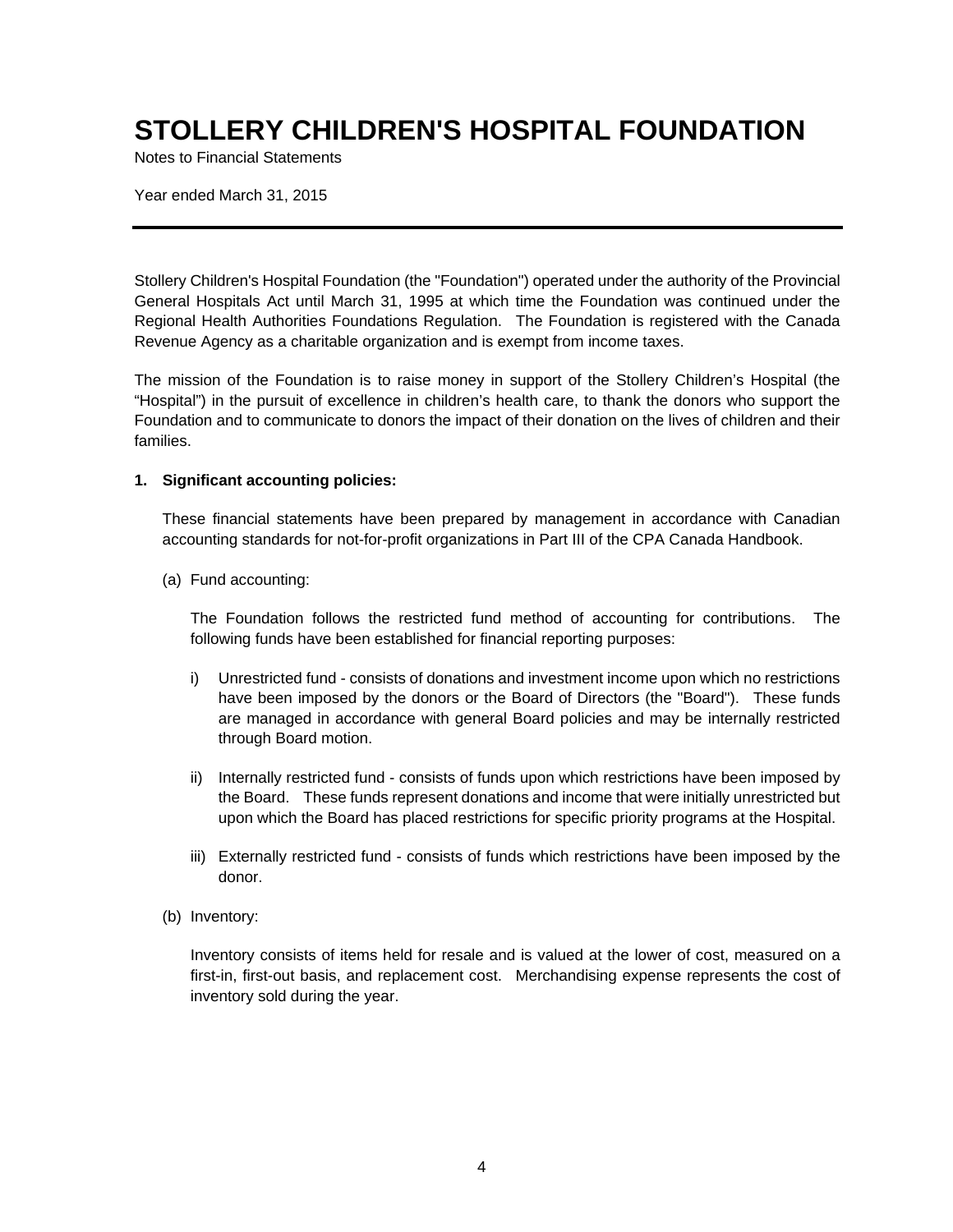# STOLLERY CHILDREN'S HOSPITAL FOUNDATION

Notes to Financial Statements

Year ended March 31, 2015

Stollery Children's Hospital Foundation (the "Foundation") operated under the authority of the Provincial General Hospitals Act until March 31, 1995 at which time the Foundation was continued under the Regional Health Authorities Foundations Regulation. The Foundation is registered with the Canada Revenue Agency as a charitable organization and is exempt from income taxes.

The mission of the Foundation is to raise money in support of the Stollery Children's Hospital (the "Hospital") in the pursuit of excellence in children's health care, to thank the donors who support the Foundation and to communicate to donors the impact of their donation on the lives of children and their families.

**1. Significant accounting policies:**

These financial statements have been prepared by management in accordance with Canadian accounting standards for not-for-profit organizations in Part III of the CPA Canada Handbook.

(a) Fund accounting:

The Foundation follows the restricted fund method of accounting for contributions. The following funds have been established for financial reporting purposes:

i) Unrestricted fund - consists of donations and investment income upon which no restrictions have been imposed by the donors or the Board of Directors (the "Board"). These funds are managed in accordance with general Board policies and may be internally restricted through Board motion.

ii) Internally restricted fund - consists of funds upon which restrictions have been imposed by the Board. These funds represent donations and income that were initially unrestricted but upon which the Board has placed restrictions for specific priority programs at the Hospital.

iii) Externally restricted fund - consists of funds which restrictions have been imposed by the donor.

(b) Inventory:

Inventory consists of items held for resale and is valued at the lower of cost, measured on a first-in, first-out basis, and replacement cost. Merchandising expense represents the cost of inventory sold during the year.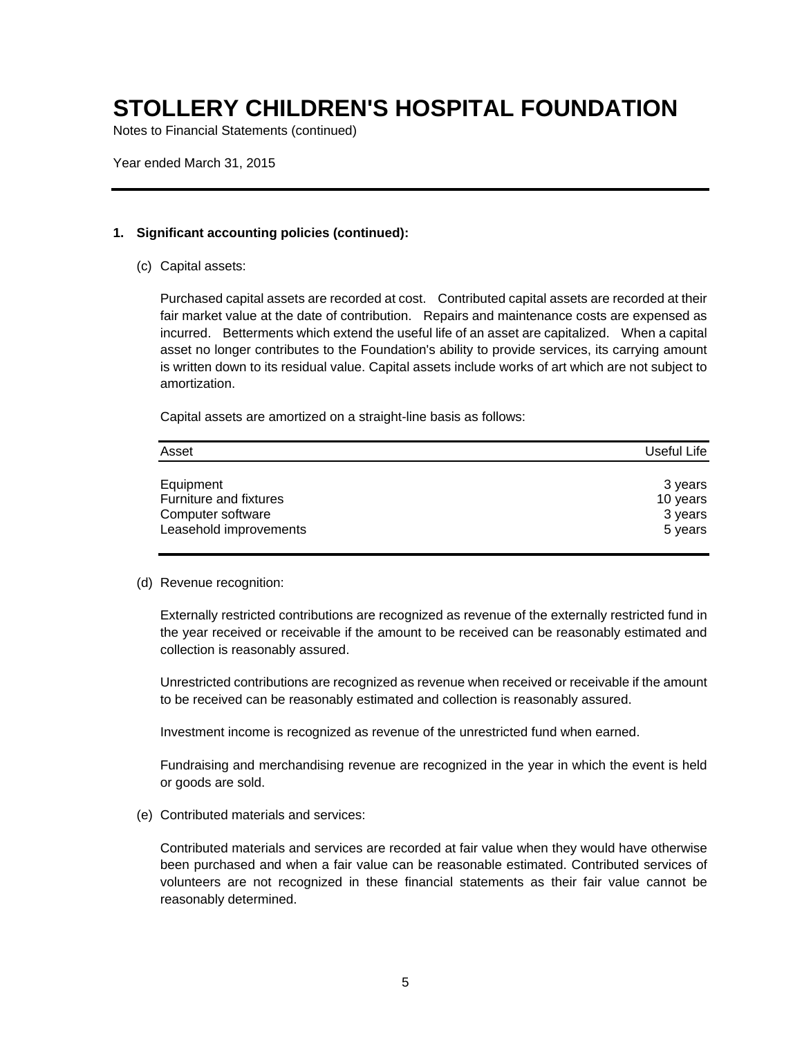# STOLLERY CHILDREN'S HOSPITAL FOUNDATION

Notes to Financial Statements (continued)

Year ended March 31, 2015

---

**1. Significant accounting policies (continued):**

(c) Capital assets:

Purchased capital assets are recorded at cost. Contributed capital assets are recorded at their fair market value at the date of contribution. Repairs and maintenance costs are expensed as incurred. Betterments which extend the useful life of an asset are capitalized. When a capital asset no longer contributes to the Foundation's ability to provide services, its carrying amount is written down to its residual value. Capital assets include works of art which are not subject to amortization.

Capital assets are amortized on a straight-line basis as follows:

| Asset | Useful Life |
|---|---|
| Equipment | 3 years |
| Furniture and fixtures | 10 years |
| Computer software | 3 years |
| Leasehold improvements | 5 years |

(d) Revenue recognition:

Externally restricted contributions are recognized as revenue of the externally restricted fund in the year received or receivable if the amount to be received can be reasonably estimated and collection is reasonably assured.

Unrestricted contributions are recognized as revenue when received or receivable if the amount to be received can be reasonably estimated and collection is reasonably assured.

Investment income is recognized as revenue of the unrestricted fund when earned.

Fundraising and merchandising revenue are recognized in the year in which the event is held or goods are sold.

(e) Contributed materials and services:

Contributed materials and services are recorded at fair value when they would have otherwise been purchased and when a fair value can be reasonable estimated. Contributed services of volunteers are not recognized in these financial statements as their fair value cannot be reasonably determined.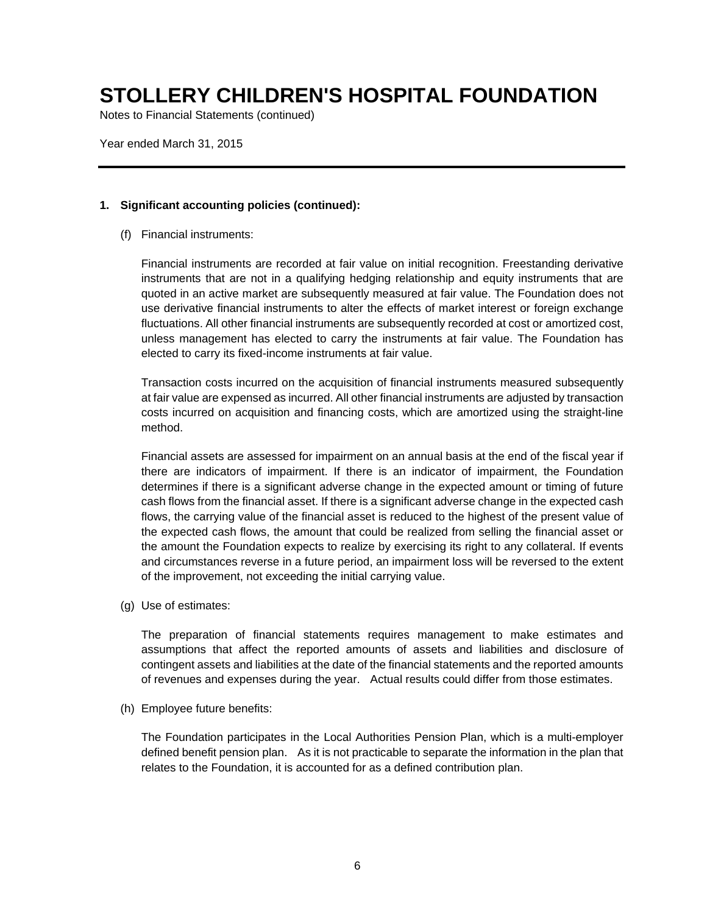# STOLLERY CHILDREN'S HOSPITAL FOUNDATION

Notes to Financial Statements (continued)

Year ended March 31, 2015

---

**1. Significant accounting policies (continued):**

(f) Financial instruments:

Financial instruments are recorded at fair value on initial recognition. Freestanding derivative instruments that are not in a qualifying hedging relationship and equity instruments that are quoted in an active market are subsequently measured at fair value. The Foundation does not use derivative financial instruments to alter the effects of market interest or foreign exchange fluctuations. All other financial instruments are subsequently recorded at cost or amortized cost, unless management has elected to carry the instruments at fair value. The Foundation has elected to carry its fixed-income instruments at fair value.

Transaction costs incurred on the acquisition of financial instruments measured subsequently at fair value are expensed as incurred. All other financial instruments are adjusted by transaction costs incurred on acquisition and financing costs, which are amortized using the straight-line method.

Financial assets are assessed for impairment on an annual basis at the end of the fiscal year if there are indicators of impairment. If there is an indicator of impairment, the Foundation determines if there is a significant adverse change in the expected amount or timing of future cash flows from the financial asset. If there is a significant adverse change in the expected cash flows, the carrying value of the financial asset is reduced to the highest of the present value of the expected cash flows, the amount that could be realized from selling the financial asset or the amount the Foundation expects to realize by exercising its right to any collateral. If events and circumstances reverse in a future period, an impairment loss will be reversed to the extent of the improvement, not exceeding the initial carrying value.

(g) Use of estimates:

The preparation of financial statements requires management to make estimates and assumptions that affect the reported amounts of assets and liabilities and disclosure of contingent assets and liabilities at the date of the financial statements and the reported amounts of revenues and expenses during the year. Actual results could differ from those estimates.

(h) Employee future benefits:

The Foundation participates in the Local Authorities Pension Plan, which is a multi-employer defined benefit pension plan. As it is not practicable to separate the information in the plan that relates to the Foundation, it is accounted for as a defined contribution plan.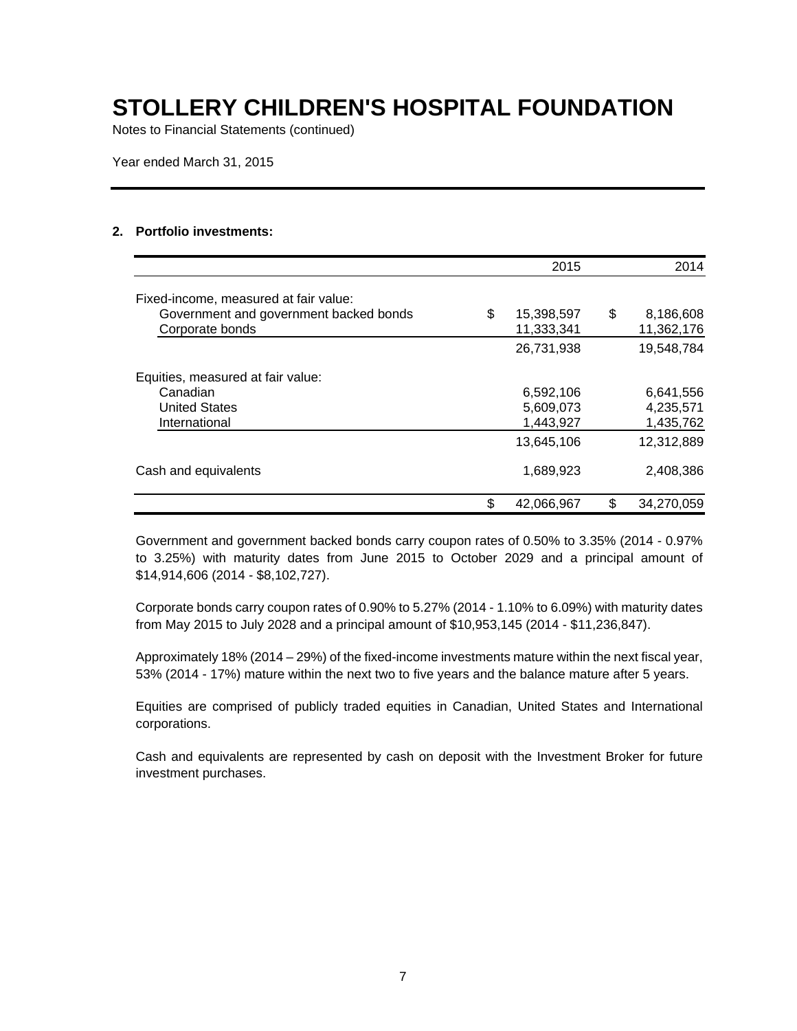# STOLLERY CHILDREN'S HOSPITAL FOUNDATION

Notes to Financial Statements (continued)

Year ended March 31, 2015

## 2. Portfolio investments:

| | 2015 | 2014 |
|---|---|---|
| Fixed-income, measured at fair value: | | |
| Government and government backed bonds | $ 15,398,597 | $ 8,186,608 |
| Corporate bonds | 11,333,341 | 11,362,176 |
| | 26,731,938 | 19,548,784 |
| Equities, measured at fair value: | | |
| Canadian | 6,592,106 | 6,641,556 |
| United States | 5,609,073 | 4,235,571 |
| International | 1,443,927 | 1,435,762 |
| | 13,645,106 | 12,312,889 |
| Cash and equivalents | 1,689,923 | 2,408,386 |
| | $ 42,066,967 | $ 34,270,059 |

Government and government backed bonds carry coupon rates of 0.50% to 3.35% (2014 - 0.97% to 3.25%) with maturity dates from June 2015 to October 2029 and a principal amount of $14,914,606 (2014 - $8,102,727).

Corporate bonds carry coupon rates of 0.90% to 5.27% (2014 - 1.10% to 6.09%) with maturity dates from May 2015 to July 2028 and a principal amount of $10,953,145 (2014 - $11,236,847).

Approximately 18% (2014 – 29%) of the fixed-income investments mature within the next fiscal year, 53% (2014 - 17%) mature within the next two to five years and the balance mature after 5 years.

Equities are comprised of publicly traded equities in Canadian, United States and International corporations.

Cash and equivalents are represented by cash on deposit with the Investment Broker for future investment purchases.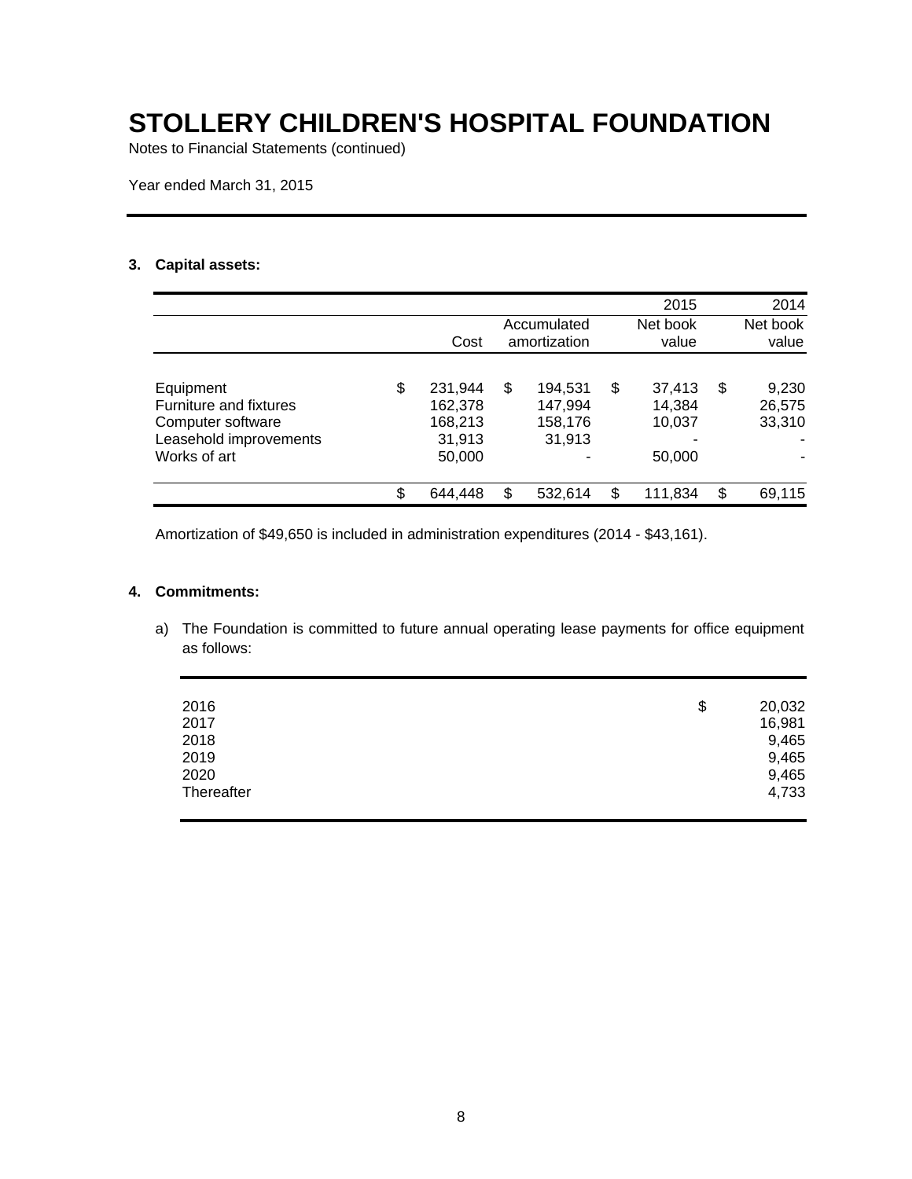# STOLLERY CHILDREN'S HOSPITAL FOUNDATION

Notes to Financial Statements (continued)

Year ended March 31, 2015

### 3. Capital assets:

| | | | 2015 | 2014 |
|---|---|---|---|---|
| | Cost | Accumulated amortization | Net book value | Net book value |
| Equipment | $ 231,944 | $ 194,531 | $ 37,413 | $ 9,230 |
| Furniture and fixtures | 162,378 | 147,994 | 14,384 | 26,575 |
| Computer software | 168,213 | 158,176 | 10,037 | 33,310 |
| Leasehold improvements | 31,913 | 31,913 | - | - |
| Works of art | 50,000 | - | 50,000 | - |
| | $ 644,448 | $ 532,614 | $ 111,834 | $ 69,115 |

Amortization of $49,650 is included in administration expenditures (2014 - $43,161).

### 4. Commitments:

a) The Foundation is committed to future annual operating lease payments for office equipment as follows:

| | |
|---|---|
| 2016 | $ 20,032 |
| 2017 | 16,981 |
| 2018 | 9,465 |
| 2019 | 9,465 |
| 2020 | 9,465 |
| Thereafter | 4,733 |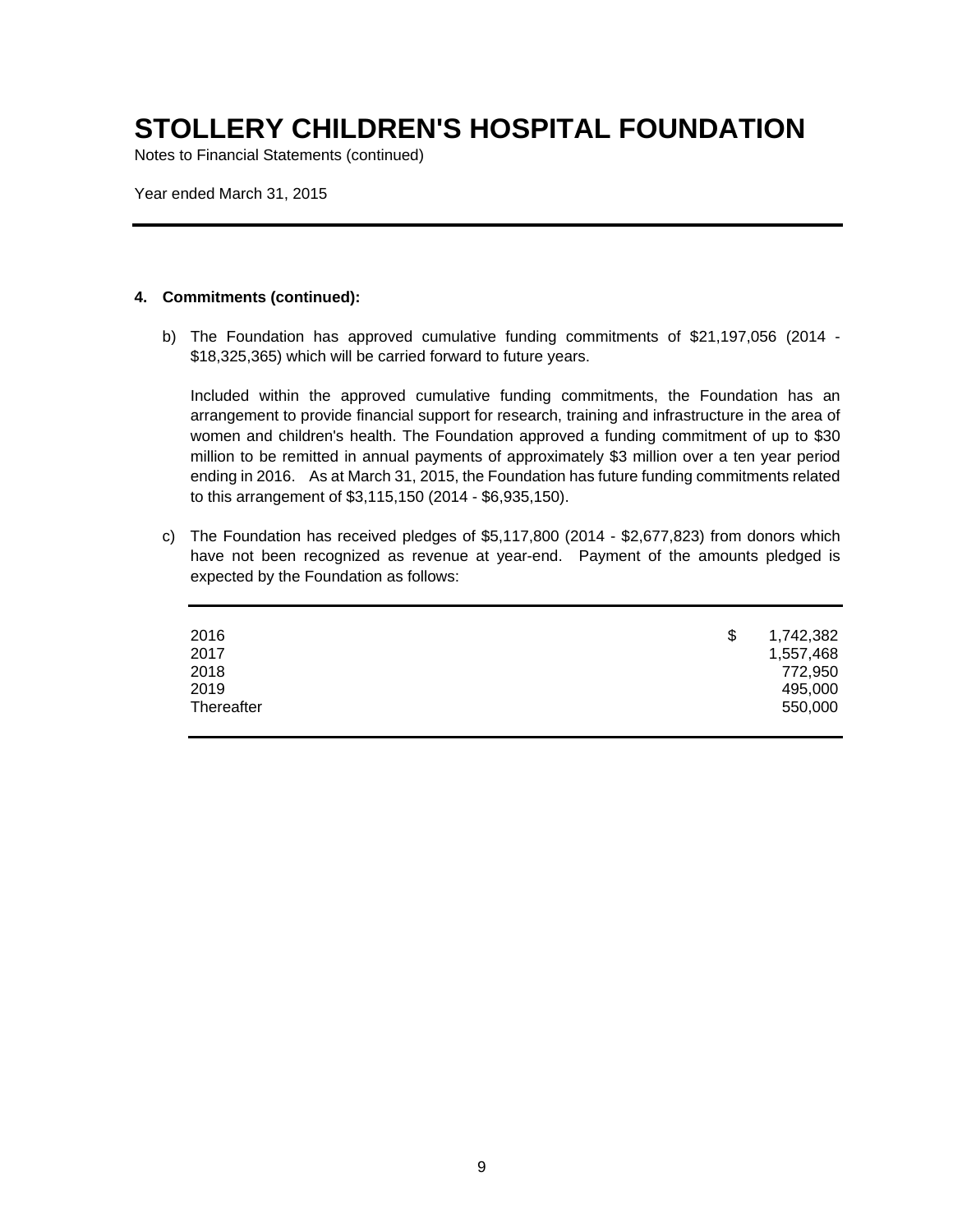# STOLLERY CHILDREN'S HOSPITAL FOUNDATION

Notes to Financial Statements (continued)

Year ended March 31, 2015

**4. Commitments (continued):**

b) The Foundation has approved cumulative funding commitments of $21,197,056 (2014 - $18,325,365) which will be carried forward to future years.

Included within the approved cumulative funding commitments, the Foundation has an arrangement to provide financial support for research, training and infrastructure in the area of women and children's health. The Foundation approved a funding commitment of up to $30 million to be remitted in annual payments of approximately $3 million over a ten year period ending in 2016. As at March 31, 2015, the Foundation has future funding commitments related to this arrangement of $3,115,150 (2014 - $6,935,150).

c) The Foundation has received pledges of $5,117,800 (2014 - $2,677,823) from donors which have not been recognized as revenue at year-end. Payment of the amounts pledged is expected by the Foundation as follows:

| | |
|---|---|
| 2016 | $ 1,742,382 |
| 2017 | 1,557,468 |
| 2018 | 772,950 |
| 2019 | 495,000 |
| Thereafter | 550,000 |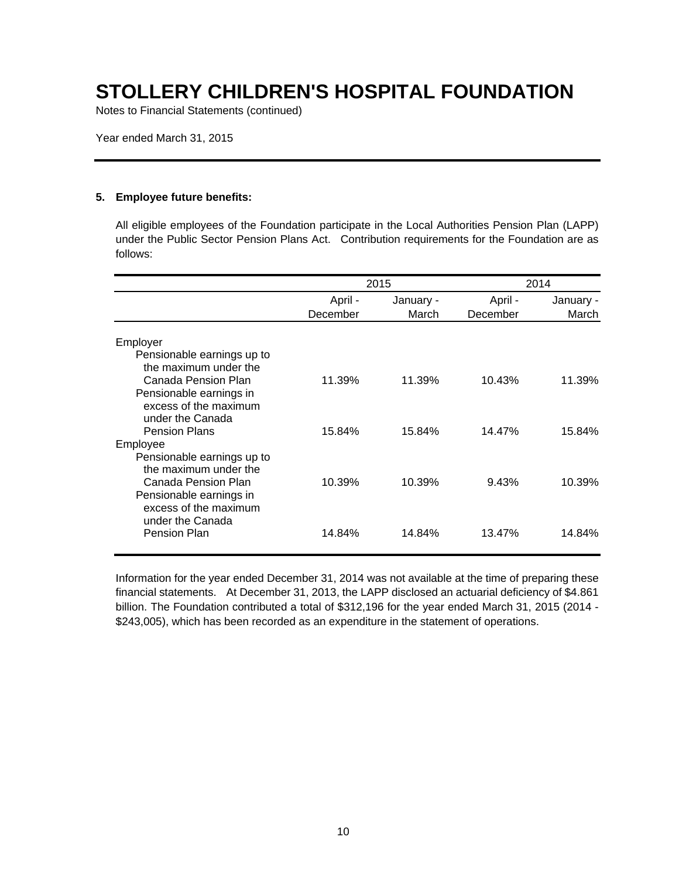# STOLLERY CHILDREN'S HOSPITAL FOUNDATION

Notes to Financial Statements (continued)

Year ended March 31, 2015

## 5. Employee future benefits:

All eligible employees of the Foundation participate in the Local Authorities Pension Plan (LAPP) under the Public Sector Pension Plans Act. Contribution requirements for the Foundation are as follows:

| | 2015 | | 2014 | |
|---|---|---|---|---|
| | April - December | January - March | April - December | January - March |
| **Employer** | | | | |
| Pensionable earnings up to the maximum under the Canada Pension Plan | 11.39% | 11.39% | 10.43% | 11.39% |
| Pensionable earnings in excess of the maximum under the Canada Pension Plans | 15.84% | 15.84% | 14.47% | 15.84% |
| **Employee** | | | | |
| Pensionable earnings up to the maximum under the Canada Pension Plan | 10.39% | 10.39% | 9.43% | 10.39% |
| Pensionable earnings in excess of the maximum under the Canada Pension Plan | 14.84% | 14.84% | 13.47% | 14.84% |

Information for the year ended December 31, 2014 was not available at the time of preparing these financial statements. At December 31, 2013, the LAPP disclosed an actuarial deficiency of $4.861 billion. The Foundation contributed a total of $312,196 for the year ended March 31, 2015 (2014 - $243,005), which has been recorded as an expenditure in the statement of operations.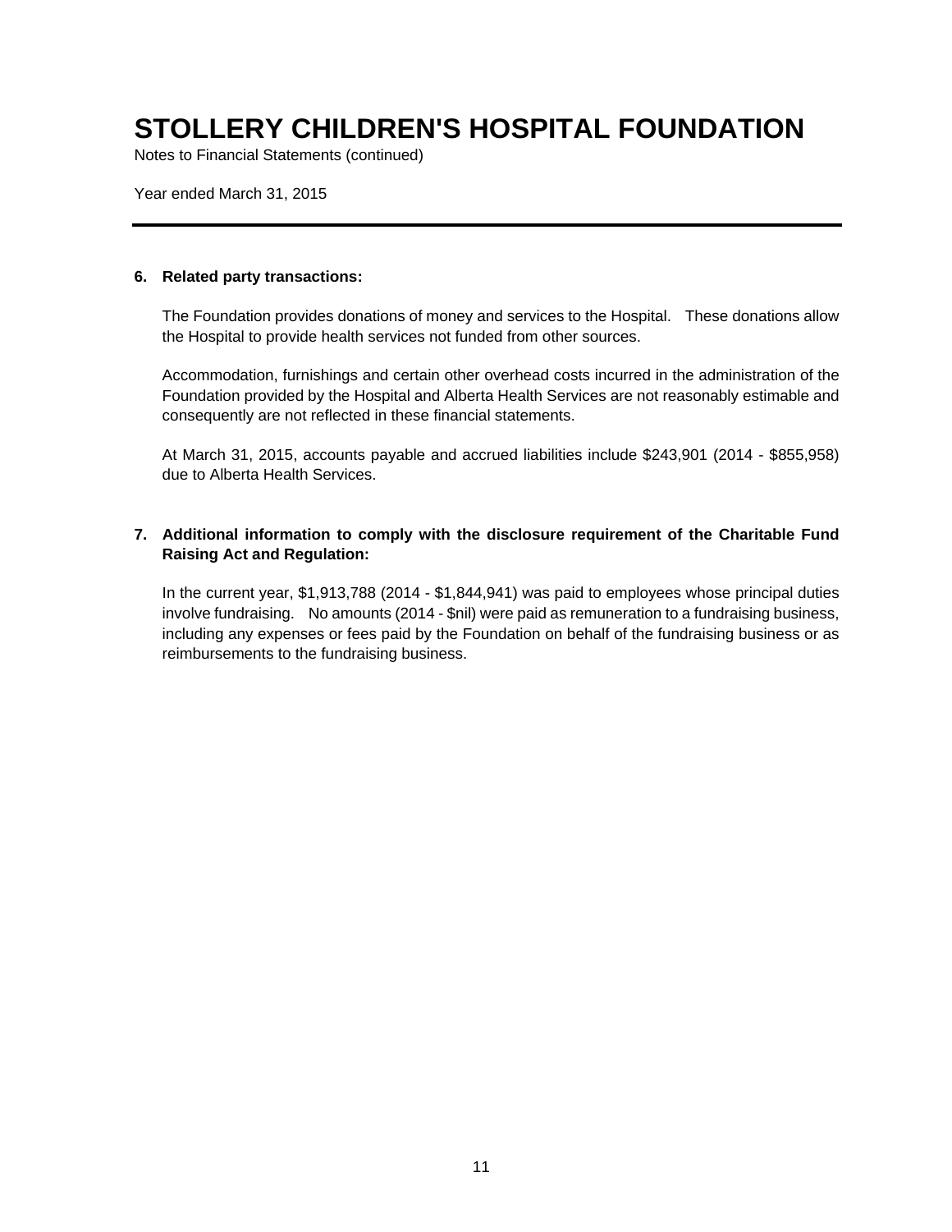# STOLLERY CHILDREN'S HOSPITAL FOUNDATION

Notes to Financial Statements (continued)

Year ended March 31, 2015

---

**6. Related party transactions:**

The Foundation provides donations of money and services to the Hospital. These donations allow the Hospital to provide health services not funded from other sources.

Accommodation, furnishings and certain other overhead costs incurred in the administration of the Foundation provided by the Hospital and Alberta Health Services are not reasonably estimable and consequently are not reflected in these financial statements.

At March 31, 2015, accounts payable and accrued liabilities include $243,901 (2014 - $855,958) due to Alberta Health Services.

**7. Additional information to comply with the disclosure requirement of the Charitable Fund Raising Act and Regulation:**

In the current year, $1,913,788 (2014 - $1,844,941) was paid to employees whose principal duties involve fundraising. No amounts (2014 - $nil) were paid as remuneration to a fundraising business, including any expenses or fees paid by the Foundation on behalf of the fundraising business or as reimbursements to the fundraising business.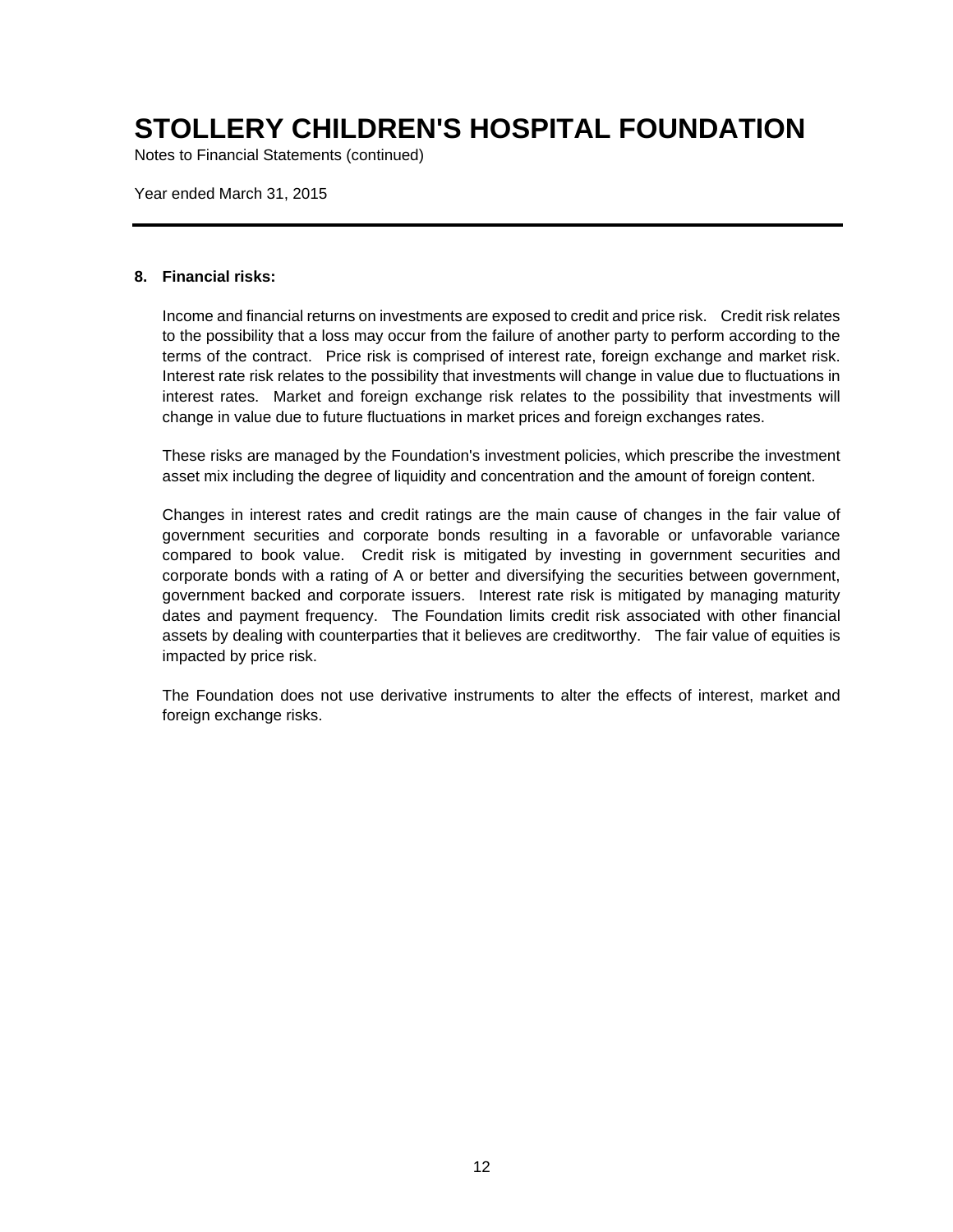# STOLLERY CHILDREN'S HOSPITAL FOUNDATION

Notes to Financial Statements (continued)

Year ended March 31, 2015

## 8. Financial risks:

Income and financial returns on investments are exposed to credit and price risk. Credit risk relates to the possibility that a loss may occur from the failure of another party to perform according to the terms of the contract. Price risk is comprised of interest rate, foreign exchange and market risk. Interest rate risk relates to the possibility that investments will change in value due to fluctuations in interest rates. Market and foreign exchange risk relates to the possibility that investments will change in value due to future fluctuations in market prices and foreign exchanges rates.

These risks are managed by the Foundation's investment policies, which prescribe the investment asset mix including the degree of liquidity and concentration and the amount of foreign content.

Changes in interest rates and credit ratings are the main cause of changes in the fair value of government securities and corporate bonds resulting in a favorable or unfavorable variance compared to book value. Credit risk is mitigated by investing in government securities and corporate bonds with a rating of A or better and diversifying the securities between government, government backed and corporate issuers. Interest rate risk is mitigated by managing maturity dates and payment frequency. The Foundation limits credit risk associated with other financial assets by dealing with counterparties that it believes are creditworthy. The fair value of equities is impacted by price risk.

The Foundation does not use derivative instruments to alter the effects of interest, market and foreign exchange risks.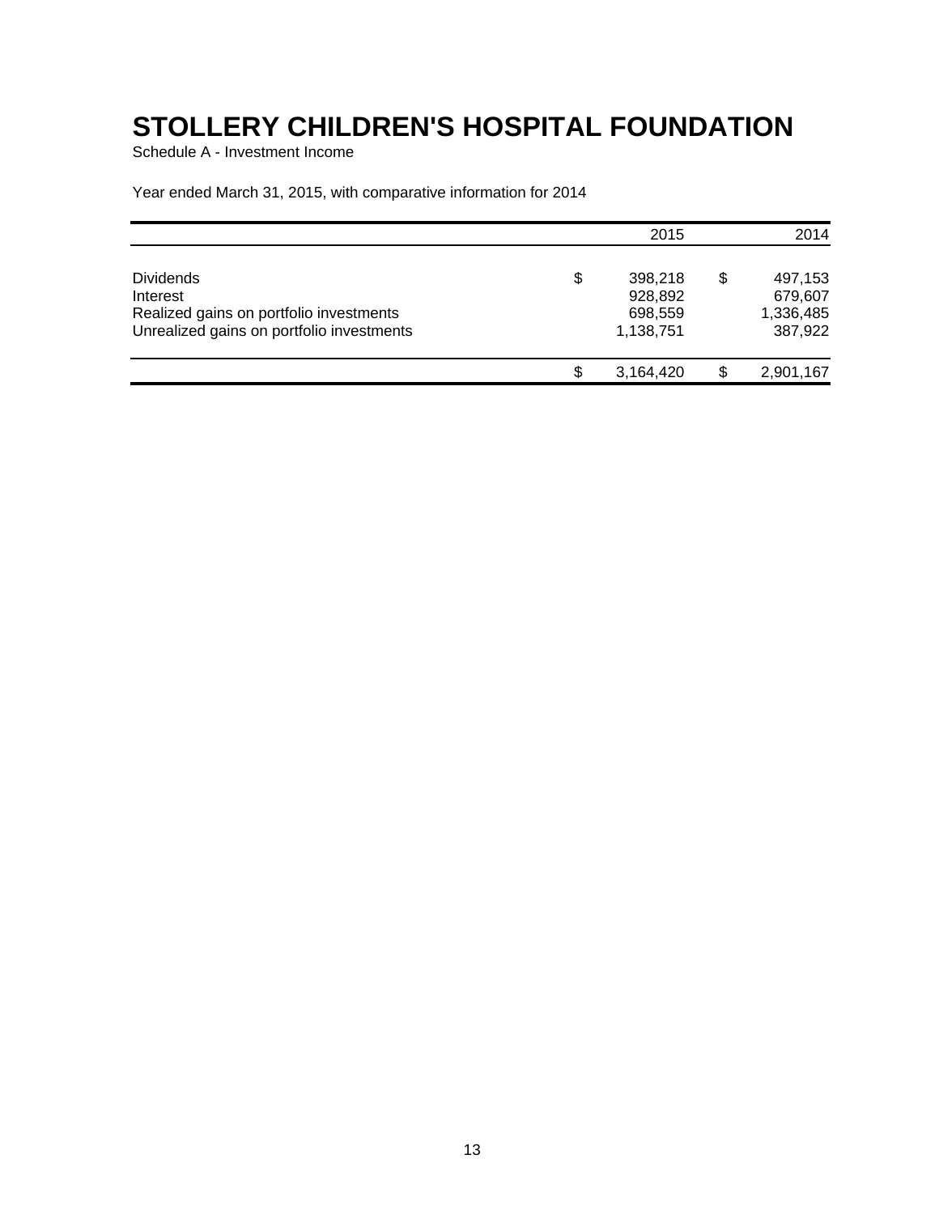# STOLLERY CHILDREN'S HOSPITAL FOUNDATION

Schedule A - Investment Income

Year ended March 31, 2015, with comparative information for 2014

| | 2015 | 2014 |
|---|---|---|
| Dividends | $ 398,218 | $ 497,153 |
| Interest | 928,892 | 679,607 |
| Realized gains on portfolio investments | 698,559 | 1,336,485 |
| Unrealized gains on portfolio investments | 1,138,751 | 387,922 |
| | $ 3,164,420 | $ 2,901,167 |